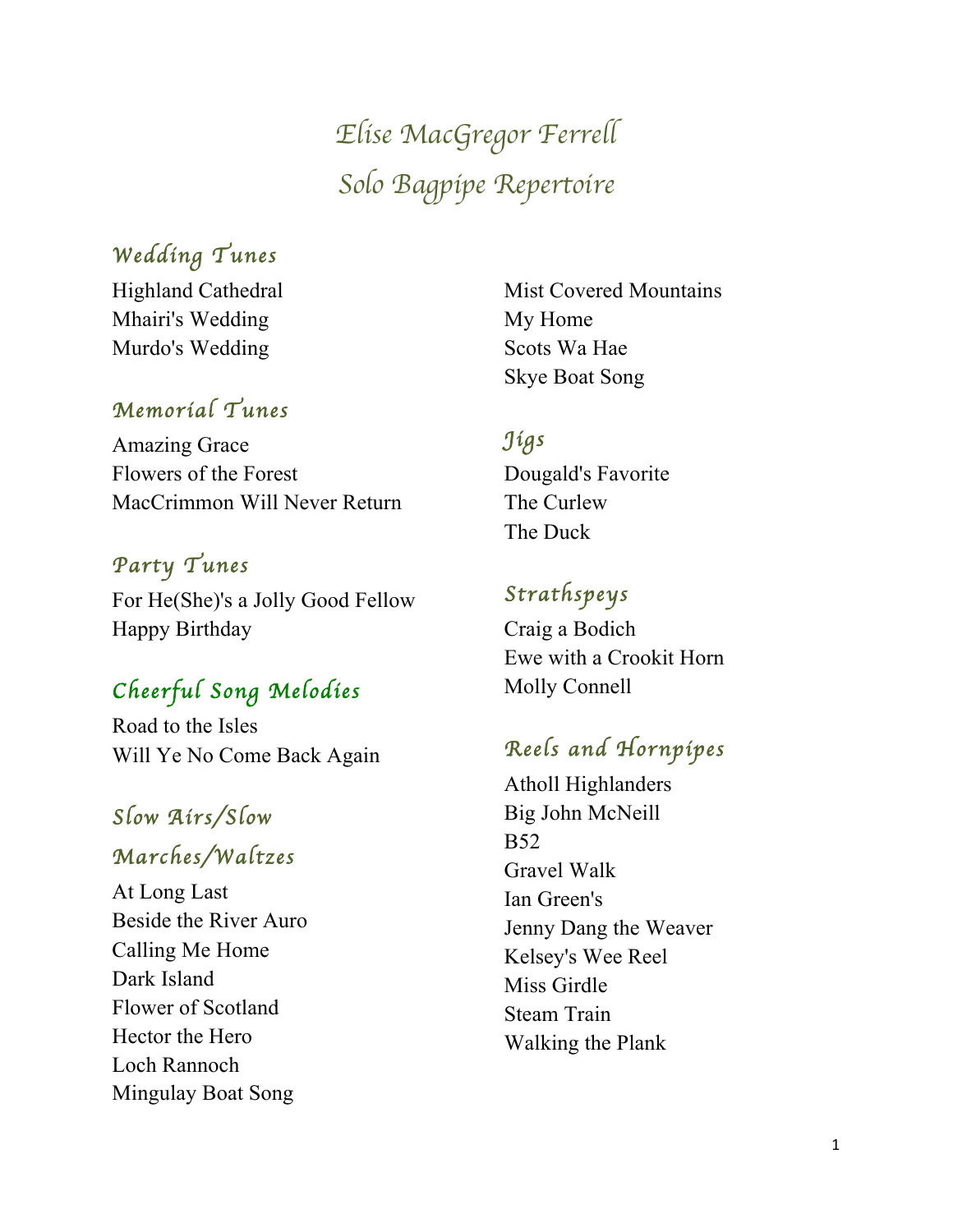# Elise MacGregor Ferrell
# Solo Bagpipe Repertoire

## Wedding Tunes

Highland Cathedral
Mhairi's Wedding
Murdo's Wedding

## Memorial Tunes

Amazing Grace
Flowers of the Forest
MacCrimmon Will Never Return

## Party Tunes

For He(She)'s a Jolly Good Fellow
Happy Birthday

## Cheerful Song Melodies

Road to the Isles
Will Ye No Come Back Again

## Slow Airs/Slow Marches/Waltzes

At Long Last
Beside the River Auro
Calling Me Home
Dark Island
Flower of Scotland
Hector the Hero
Loch Rannoch
Mingulay Boat Song
Mist Covered Mountains
My Home
Scots Wa Hae
Skye Boat Song

## Jigs

Dougald's Favorite
The Curlew
The Duck

## Strathspeys

Craig a Bodich
Ewe with a Crookit Horn
Molly Connell

## Reels and Hornpipes

Atholl Highlanders
Big John McNeill
B52
Gravel Walk
Ian Green's
Jenny Dang the Weaver
Kelsey's Wee Reel
Miss Girdle
Steam Train
Walking the Plank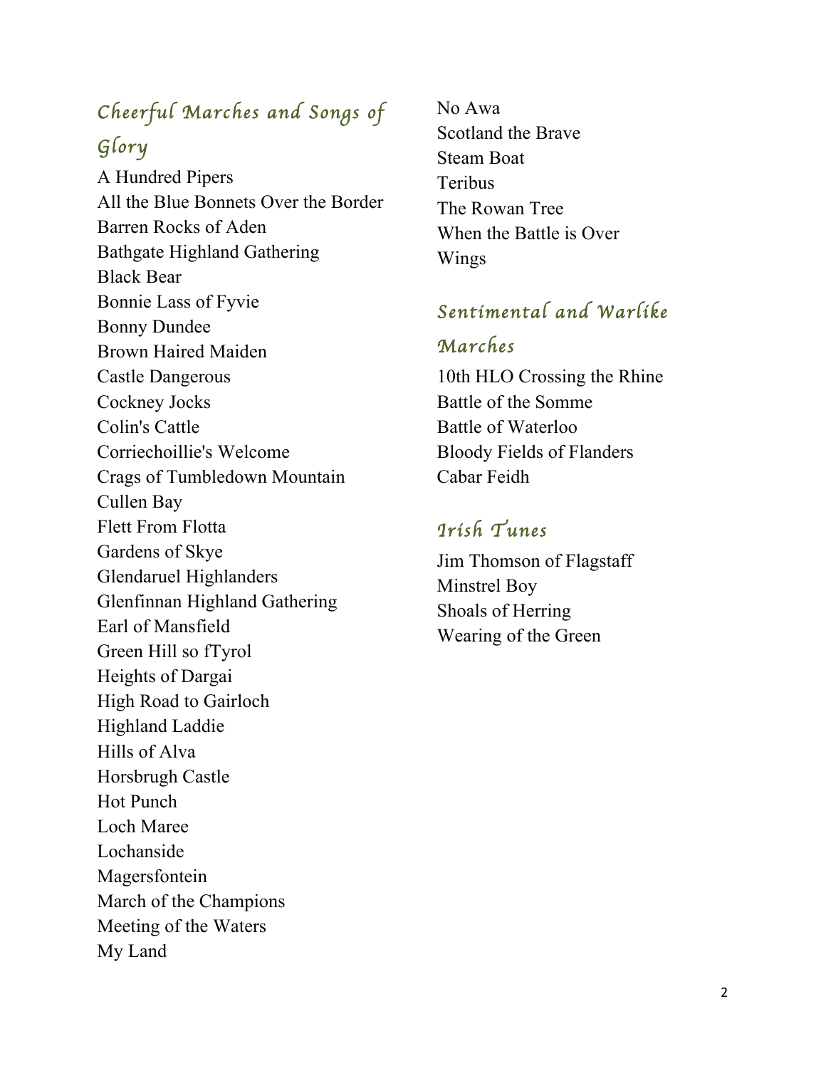## *Cheerful Marches and Songs of Glory*

A Hundred Pipers
All the Blue Bonnets Over the Border
Barren Rocks of Aden
Bathgate Highland Gathering
Black Bear
Bonnie Lass of Fyvie
Bonny Dundee
Brown Haired Maiden
Castle Dangerous
Cockney Jocks
Colin's Cattle
Corriechoillie's Welcome
Crags of Tumbledown Mountain
Cullen Bay
Flett From Flotta
Gardens of Skye
Glendaruel Highlanders
Glenfinnan Highland Gathering
Earl of Mansfield
Green Hill so fTyrol
Heights of Dargai
High Road to Gairloch
Highland Laddie
Hills of Alva
Horsbrugh Castle
Hot Punch
Loch Maree
Lochanside
Magersfontein
March of the Champions
Meeting of the Waters
My Land
No Awa
Scotland the Brave
Steam Boat
Teribus
The Rowan Tree
When the Battle is Over
Wings

## *Sentimental and Warlike Marches*

10th HLO Crossing the Rhine
Battle of the Somme
Battle of Waterloo
Bloody Fields of Flanders
Cabar Feidh

## *Irish Tunes*

Jim Thomson of Flagstaff
Minstrel Boy
Shoals of Herring
Wearing of the Green